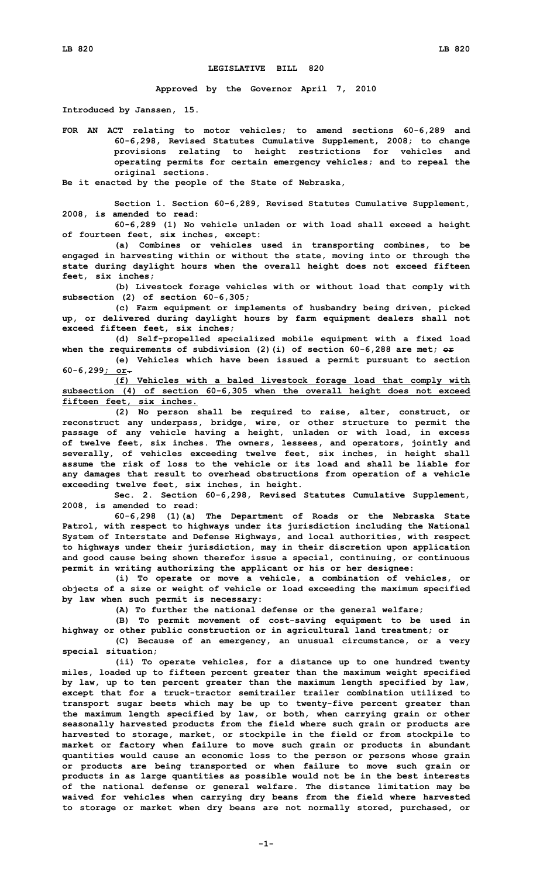# LEGISLATIVE BILL 820

**Approved by the Governor April 7, 2010**

**Introduced by Janssen, 15.**

**FOR AN ACT relating to motor vehicles; to amend sections 60-6,289 and 60-6,298, Revised Statutes Cumulative Supplement, 2008; to change provisions relating to height restrictions for vehicles and operating permits for certain emergency vehicles; and to repeal the original sections.**

**Be it enacted by the people of the State of Nebraska,**

**Section 1. Section 60-6,289, Revised Statutes Cumulative Supplement, 2008, is amended to read:**

**60-6,289 (1) No vehicle unladen or with load shall exceed a height of fourteen feet, six inches, except:**

**(a) Combines or vehicles used in transporting combines, to be engaged in harvesting within or without the state, moving into or through the state during daylight hours when the overall height does not exceed fifteen feet, six inches;**

**(b) Livestock forage vehicles with or without load that comply with subsection (2) of section 60-6,305;**

**(c) Farm equipment or implements of husbandry being driven, picked up, or delivered during daylight hours by farm equipment dealers shall not exceed fifteen feet, six inches;**

**(d) Self-propelled specialized mobile equipment with a fixed load when the requirements of subdivision (2)(i) of section 60-6,288 are met; ~~or~~**

**(e) Vehicles which have been issued a permit pursuant to section 60-6,299<u>; or</u>~~.~~**

**<u>(f) Vehicles with a baled livestock forage load that comply with subsection (4) of section 60-6,305 when the overall height does not exceed fifteen feet, six inches.</u>**

**(2) No person shall be required to raise, alter, construct, or reconstruct any underpass, bridge, wire, or other structure to permit the passage of any vehicle having a height, unladen or with load, in excess of twelve feet, six inches. The owners, lessees, and operators, jointly and severally, of vehicles exceeding twelve feet, six inches, in height shall assume the risk of loss to the vehicle or its load and shall be liable for any damages that result to overhead obstructions from operation of a vehicle exceeding twelve feet, six inches, in height.**

**Sec. 2. Section 60-6,298, Revised Statutes Cumulative Supplement, 2008, is amended to read:**

**60-6,298 (1)(a) The Department of Roads or the Nebraska State Patrol, with respect to highways under its jurisdiction including the National System of Interstate and Defense Highways, and local authorities, with respect to highways under their jurisdiction, may in their discretion upon application and good cause being shown therefor issue a special, continuing, or continuous permit in writing authorizing the applicant or his or her designee:**

**(i) To operate or move a vehicle, a combination of vehicles, or objects of a size or weight of vehicle or load exceeding the maximum specified by law when such permit is necessary:**

**(A) To further the national defense or the general welfare;**

**(B) To permit movement of cost-saving equipment to be used in highway or other public construction or in agricultural land treatment; or**

**(C) Because of an emergency, an unusual circumstance, or a very special situation;**

**(ii) To operate vehicles, for a distance up to one hundred twenty miles, loaded up to fifteen percent greater than the maximum weight specified by law, up to ten percent greater than the maximum length specified by law, except that for a truck-tractor semitrailer trailer combination utilized to transport sugar beets which may be up to twenty-five percent greater than the maximum length specified by law, or both, when carrying grain or other seasonally harvested products from the field where such grain or products are harvested to storage, market, or stockpile in the field or from stockpile to market or factory when failure to move such grain or products in abundant quantities would cause an economic loss to the person or persons whose grain or products are being transported or when failure to move such grain or products in as large quantities as possible would not be in the best interests of the national defense or general welfare. The distance limitation may be waived for vehicles when carrying dry beans from the field where harvested to storage or market when dry beans are not normally stored, purchased, or**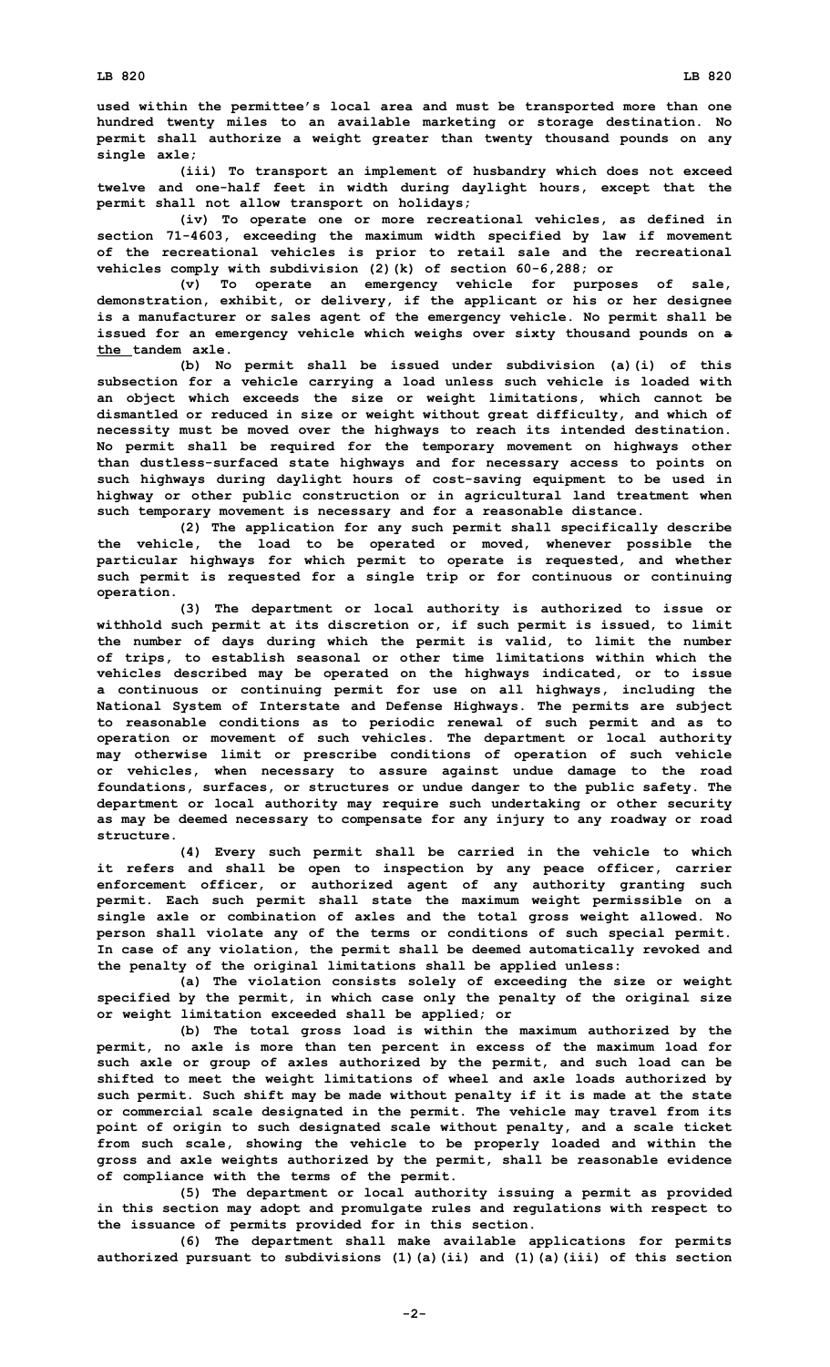used within the permittee's local area and must be transported more than one hundred twenty miles to an available marketing or storage destination. No permit shall authorize a weight greater than twenty thousand pounds on any single axle;

(iii) To transport an implement of husbandry which does not exceed twelve and one-half feet in width during daylight hours, except that the permit shall not allow transport on holidays;

(iv) To operate one or more recreational vehicles, as defined in section 71-4603, exceeding the maximum width specified by law if movement of the recreational vehicles is prior to retail sale and the recreational vehicles comply with subdivision (2)(k) of section 60-6,288; or

(v) To operate an emergency vehicle for purposes of sale, demonstration, exhibit, or delivery, if the applicant or his or her designee is a manufacturer or sales agent of the emergency vehicle. No permit shall be issued for an emergency vehicle which weighs over sixty thousand pounds on ~~a~~ the tandem axle.

(b) No permit shall be issued under subdivision (a)(i) of this subsection for a vehicle carrying a load unless such vehicle is loaded with an object which exceeds the size or weight limitations, which cannot be dismantled or reduced in size or weight without great difficulty, and which of necessity must be moved over the highways to reach its intended destination. No permit shall be required for the temporary movement on highways other than dustless-surfaced state highways and for necessary access to points on such highways during daylight hours of cost-saving equipment to be used in highway or other public construction or in agricultural land treatment when such temporary movement is necessary and for a reasonable distance.

(2) The application for any such permit shall specifically describe the vehicle, the load to be operated or moved, whenever possible the particular highways for which permit to operate is requested, and whether such permit is requested for a single trip or for continuous or continuing operation.

(3) The department or local authority is authorized to issue or withhold such permit at its discretion or, if such permit is issued, to limit the number of days during which the permit is valid, to limit the number of trips, to establish seasonal or other time limitations within which the vehicles described may be operated on the highways indicated, or to issue a continuous or continuing permit for use on all highways, including the National System of Interstate and Defense Highways. The permits are subject to reasonable conditions as to periodic renewal of such permit and as to operation or movement of such vehicles. The department or local authority may otherwise limit or prescribe conditions of operation of such vehicle or vehicles, when necessary to assure against undue damage to the road foundations, surfaces, or structures or undue danger to the public safety. The department or local authority may require such undertaking or other security as may be deemed necessary to compensate for any injury to any roadway or road structure.

(4) Every such permit shall be carried in the vehicle to which it refers and shall be open to inspection by any peace officer, carrier enforcement officer, or authorized agent of any authority granting such permit. Each such permit shall state the maximum weight permissible on a single axle or combination of axles and the total gross weight allowed. No person shall violate any of the terms or conditions of such special permit. In case of any violation, the permit shall be deemed automatically revoked and the penalty of the original limitations shall be applied unless:

(a) The violation consists solely of exceeding the size or weight specified by the permit, in which case only the penalty of the original size or weight limitation exceeded shall be applied; or

(b) The total gross load is within the maximum authorized by the permit, no axle is more than ten percent in excess of the maximum load for such axle or group of axles authorized by the permit, and such load can be shifted to meet the weight limitations of wheel and axle loads authorized by such permit. Such shift may be made without penalty if it is made at the state or commercial scale designated in the permit. The vehicle may travel from its point of origin to such designated scale without penalty, and a scale ticket from such scale, showing the vehicle to be properly loaded and within the gross and axle weights authorized by the permit, shall be reasonable evidence of compliance with the terms of the permit.

(5) The department or local authority issuing a permit as provided in this section may adopt and promulgate rules and regulations with respect to the issuance of permits provided for in this section.

(6) The department shall make available applications for permits authorized pursuant to subdivisions (1)(a)(ii) and (1)(a)(iii) of this section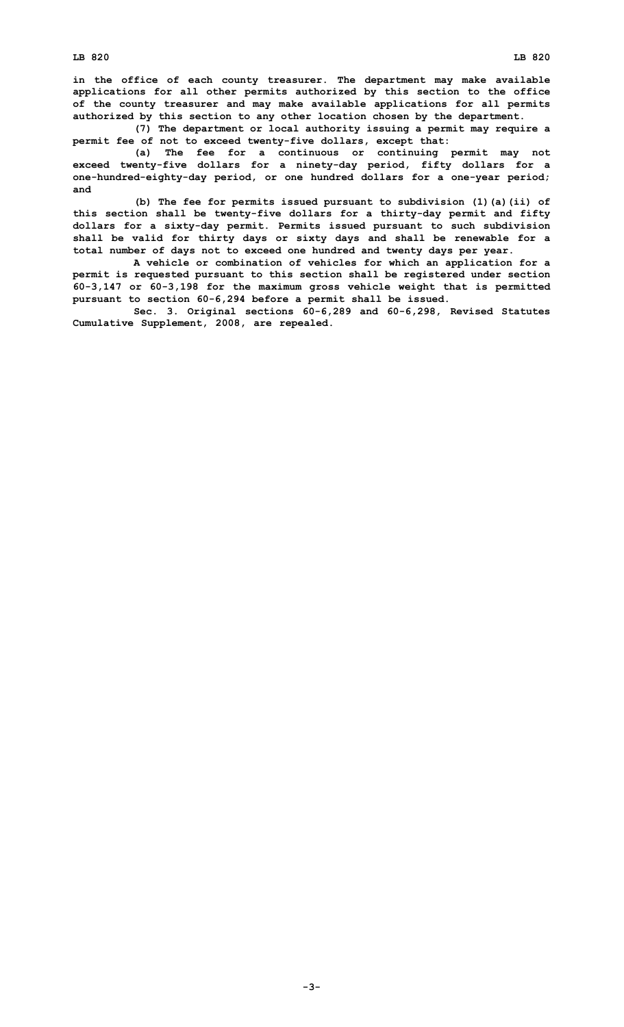in the office of each county treasurer. The department may make available applications for all other permits authorized by this section to the office of the county treasurer and may make available applications for all permits authorized by this section to any other location chosen by the department.

(7) The department or local authority issuing a permit may require a permit fee of not to exceed twenty-five dollars, except that:

(a) The fee for a continuous or continuing permit may not exceed twenty-five dollars for a ninety-day period, fifty dollars for a one-hundred-eighty-day period, or one hundred dollars for a one-year period; and

(b) The fee for permits issued pursuant to subdivision (1)(a)(ii) of this section shall be twenty-five dollars for a thirty-day permit and fifty dollars for a sixty-day permit. Permits issued pursuant to such subdivision shall be valid for thirty days or sixty days and shall be renewable for a total number of days not to exceed one hundred and twenty days per year.

A vehicle or combination of vehicles for which an application for a permit is requested pursuant to this section shall be registered under section 60-3,147 or 60-3,198 for the maximum gross vehicle weight that is permitted pursuant to section 60-6,294 before a permit shall be issued.

Sec. 3. Original sections 60-6,289 and 60-6,298, Revised Statutes Cumulative Supplement, 2008, are repealed.